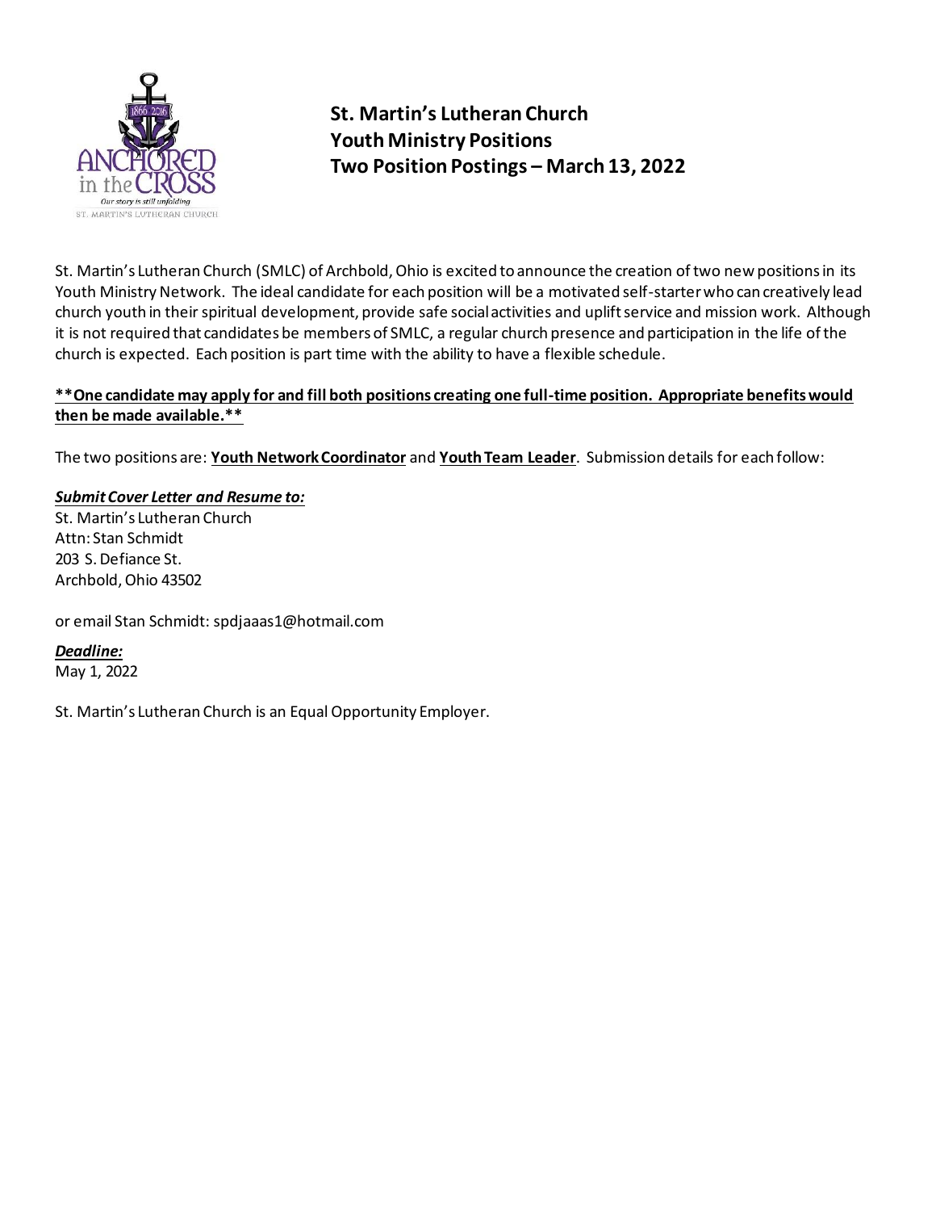# St. Martin's Lutheran Church
## Youth Ministry Positions
## Two Position Postings – March 13, 2022

St. Martin's Lutheran Church (SMLC) of Archbold, Ohio is excited to announce the creation of two new positions in its Youth Ministry Network. The ideal candidate for each position will be a motivated self-starter who can creatively lead church youth in their spiritual development, provide safe social activities and uplift service and mission work. Although it is not required that candidates be members of SMLC, a regular church presence and participation in the life of the church is expected. Each position is part time with the ability to have a flexible schedule.

****One candidate may apply for and fill both positions creating one full-time position. Appropriate benefits would then be made available.****

The two positions are: **Youth Network Coordinator** and **Youth Team Leader**. Submission details for each follow:

***Submit Cover Letter and Resume to:***
St. Martin's Lutheran Church
Attn: Stan Schmidt
203 S. Defiance St.
Archbold, Ohio 43502

or email Stan Schmidt: spdjaaas1@hotmail.com

***Deadline:***
May 1, 2022

St. Martin's Lutheran Church is an Equal Opportunity Employer.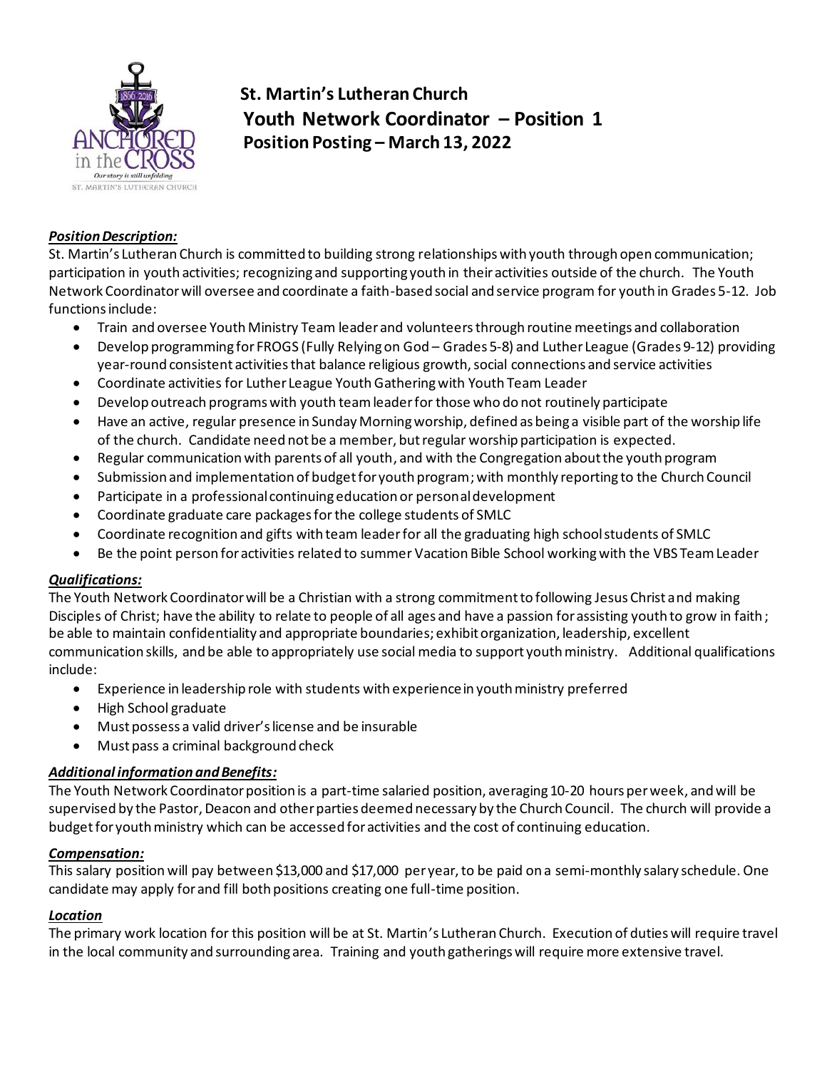# St. Martin's Lutheran Church
## Youth Network Coordinator – Position 1
### Position Posting – March 13, 2022

***Position Description:***

St. Martin's Lutheran Church is committed to building strong relationships with youth through open communication; participation in youth activities; recognizing and supporting youth in their activities outside of the church. The Youth Network Coordinator will oversee and coordinate a faith-based social and service program for youth in Grades 5-12. Job functions include:

- Train and oversee Youth Ministry Team leader and volunteers through routine meetings and collaboration
- Develop programming for FROGS (Fully Relying on God – Grades 5-8) and Luther League (Grades 9-12) providing year-round consistent activities that balance religious growth, social connections and service activities
- Coordinate activities for Luther League Youth Gathering with Youth Team Leader
- Develop outreach programs with youth team leader for those who do not routinely participate
- Have an active, regular presence in Sunday Morning worship, defined as being a visible part of the worship life of the church. Candidate need not be a member, but regular worship participation is expected.
- Regular communication with parents of all youth, and with the Congregation about the youth program
- Submission and implementation of budget for youth program; with monthly reporting to the Church Council
- Participate in a professional continuing education or personal development
- Coordinate graduate care packages for the college students of SMLC
- Coordinate recognition and gifts with team leader for all the graduating high school students of SMLC
- Be the point person for activities related to summer Vacation Bible School working with the VBS Team Leader

***Qualifications:***

The Youth Network Coordinator will be a Christian with a strong commitment to following Jesus Christ and making Disciples of Christ; have the ability to relate to people of all ages and have a passion for assisting youth to grow in faith; be able to maintain confidentiality and appropriate boundaries; exhibit organization, leadership, excellent communication skills, and be able to appropriately use social media to support youth ministry. Additional qualifications include:

- Experience in leadership role with students with experience in youth ministry preferred
- High School graduate
- Must possess a valid driver's license and be insurable
- Must pass a criminal background check

***Additional information and Benefits:***

The Youth Network Coordinator position is a part-time salaried position, averaging 10-20 hours per week, and will be supervised by the Pastor, Deacon and other parties deemed necessary by the Church Council. The church will provide a budget for youth ministry which can be accessed for activities and the cost of continuing education.

***Compensation:***

This salary position will pay between $13,000 and $17,000 per year, to be paid on a semi-monthly salary schedule. One candidate may apply for and fill both positions creating one full-time position.

***Location***

The primary work location for this position will be at St. Martin's Lutheran Church. Execution of duties will require travel in the local community and surrounding area. Training and youth gatherings will require more extensive travel.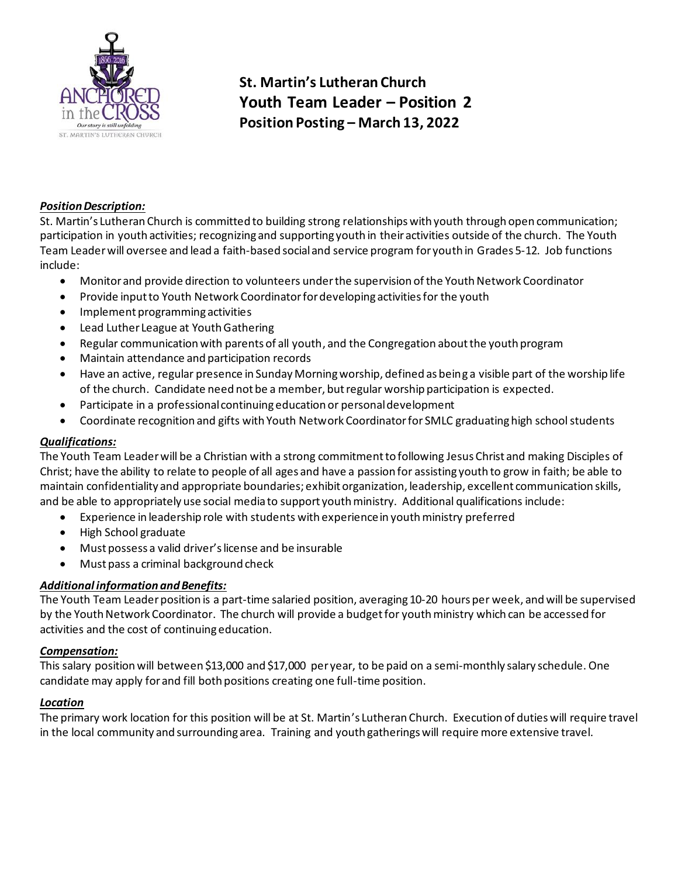**St. Martin's Lutheran Church**
**Youth Team Leader – Position 2**
**Position Posting – March 13, 2022**

***Position Description:***

St. Martin's Lutheran Church is committed to building strong relationships with youth through open communication; participation in youth activities; recognizing and supporting youth in their activities outside of the church. The Youth Team Leader will oversee and lead a faith-based social and service program for youth in Grades 5-12. Job functions include:

- Monitor and provide direction to volunteers under the supervision of the Youth Network Coordinator
- Provide input to Youth Network Coordinator for developing activities for the youth
- Implement programming activities
- Lead Luther League at Youth Gathering
- Regular communication with parents of all youth, and the Congregation about the youth program
- Maintain attendance and participation records
- Have an active, regular presence in Sunday Morning worship, defined as being a visible part of the worship life of the church. Candidate need not be a member, but regular worship participation is expected.
- Participate in a professional continuing education or personal development
- Coordinate recognition and gifts with Youth Network Coordinator for SMLC graduating high school students

***Qualifications:***

The Youth Team Leader will be a Christian with a strong commitment to following Jesus Christ and making Disciples of Christ; have the ability to relate to people of all ages and have a passion for assisting youth to grow in faith; be able to maintain confidentiality and appropriate boundaries; exhibit organization, leadership, excellent communication skills, and be able to appropriately use social media to support youth ministry. Additional qualifications include:

- Experience in leadership role with students with experience in youth ministry preferred
- High School graduate
- Must possess a valid driver's license and be insurable
- Must pass a criminal background check

***Additional information and Benefits:***

The Youth Team Leader position is a part-time salaried position, averaging 10-20 hours per week, and will be supervised by the Youth Network Coordinator. The church will provide a budget for youth ministry which can be accessed for activities and the cost of continuing education.

***Compensation:***

This salary position will between $13,000 and $17,000 per year, to be paid on a semi-monthly salary schedule. One candidate may apply for and fill both positions creating one full-time position.

***Location***

The primary work location for this position will be at St. Martin's Lutheran Church. Execution of duties will require travel in the local community and surrounding area. Training and youth gatherings will require more extensive travel.